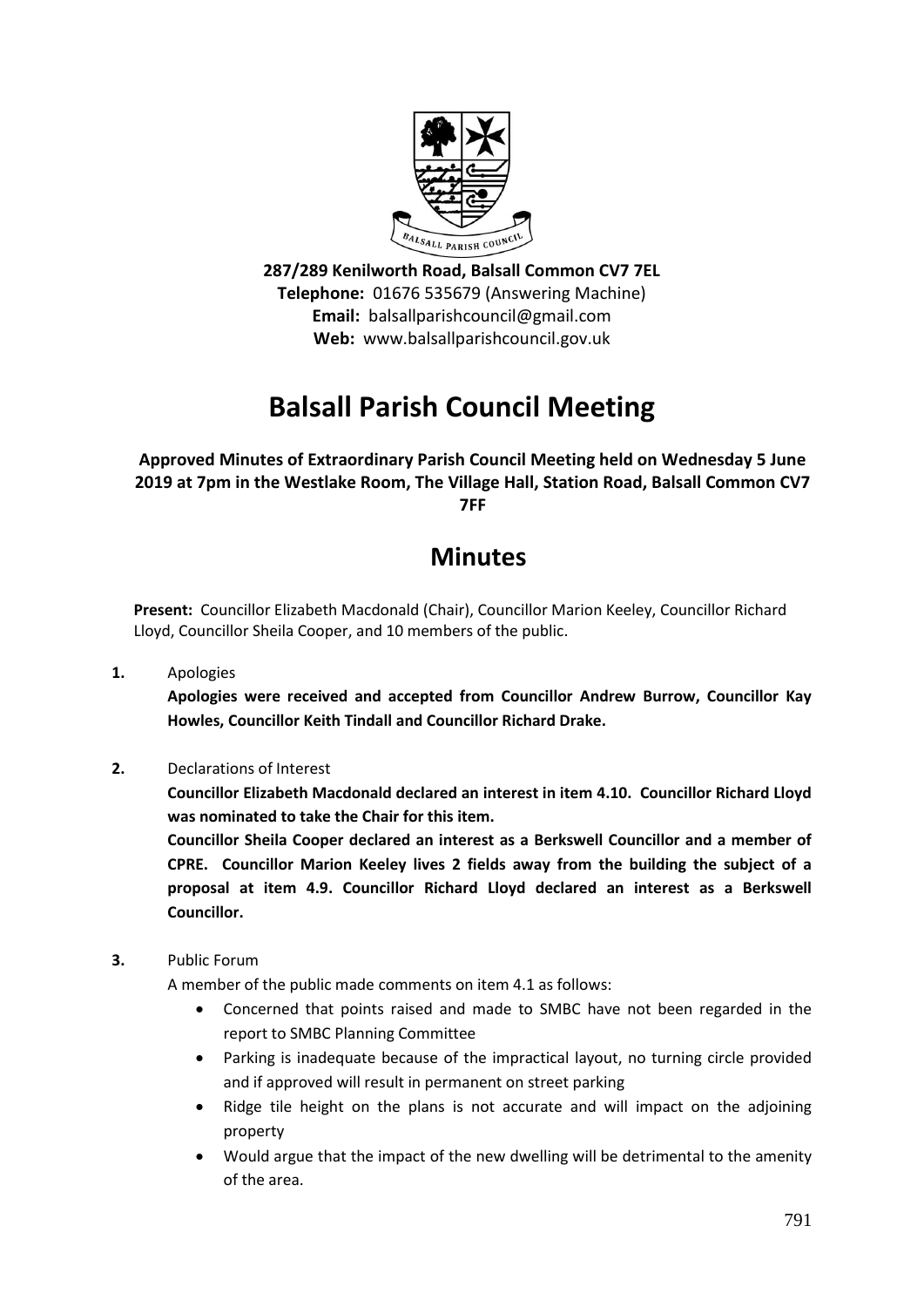**287/289 Kenilworth Road, Balsall Common CV7 7EL**
**Telephone:** 01676 535679 (Answering Machine)
**Email:** balsallparishcouncil@gmail.com
**Web:** www.balsallparishcouncil.gov.uk

# Balsall Parish Council Meeting

**Approved Minutes of Extraordinary Parish Council Meeting held on Wednesday 5 June 2019 at 7pm in the Westlake Room, The Village Hall, Station Road, Balsall Common CV7 7FF**

## Minutes

**Present:** Councillor Elizabeth Macdonald (Chair), Councillor Marion Keeley, Councillor Richard Lloyd, Councillor Sheila Cooper, and 10 members of the public.

**1.** Apologies

**Apologies were received and accepted from Councillor Andrew Burrow, Councillor Kay Howles, Councillor Keith Tindall and Councillor Richard Drake.**

**2.** Declarations of Interest

**Councillor Elizabeth Macdonald declared an interest in item 4.10. Councillor Richard Lloyd was nominated to take the Chair for this item.**

**Councillor Sheila Cooper declared an interest as a Berkswell Councillor and a member of CPRE. Councillor Marion Keeley lives 2 fields away from the building the subject of a proposal at item 4.9. Councillor Richard Lloyd declared an interest as a Berkswell Councillor.**

**3.** Public Forum

A member of the public made comments on item 4.1 as follows:

- Concerned that points raised and made to SMBC have not been regarded in the report to SMBC Planning Committee
- Parking is inadequate because of the impractical layout, no turning circle provided and if approved will result in permanent on street parking
- Ridge tile height on the plans is not accurate and will impact on the adjoining property
- Would argue that the impact of the new dwelling will be detrimental to the amenity of the area.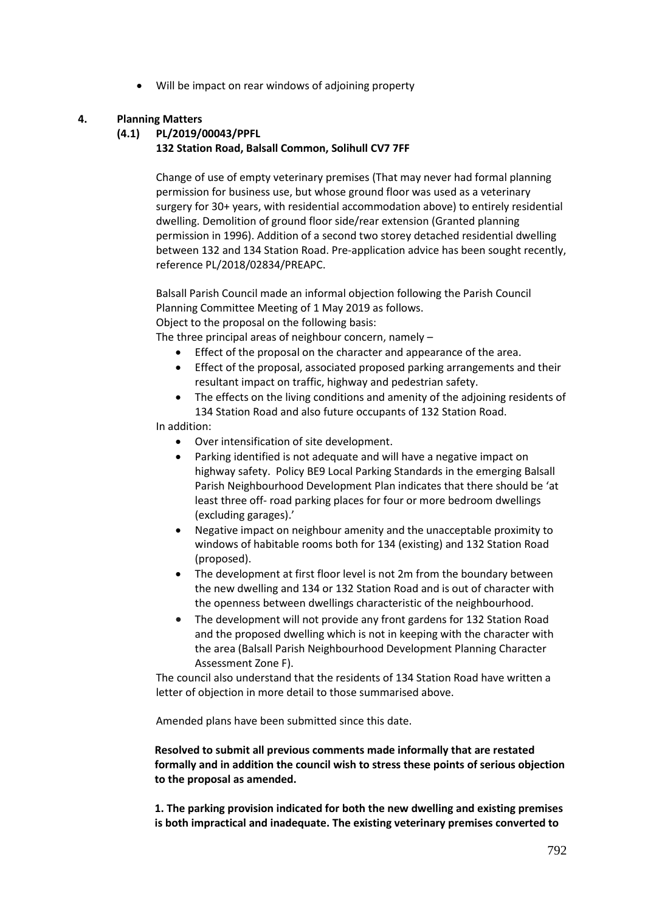- Will be impact on rear windows of adjoining property

## 4. Planning Matters

### (4.1) PL/2019/00043/PPFL

**132 Station Road, Balsall Common, Solihull CV7 7FF**

Change of use of empty veterinary premises (That may never had formal planning permission for business use, but whose ground floor was used as a veterinary surgery for 30+ years, with residential accommodation above) to entirely residential dwelling. Demolition of ground floor side/rear extension (Granted planning permission in 1996). Addition of a second two storey detached residential dwelling between 132 and 134 Station Road. Pre-application advice has been sought recently, reference PL/2018/02834/PREAPC.

Balsall Parish Council made an informal objection following the Parish Council Planning Committee Meeting of 1 May 2019 as follows.

Object to the proposal on the following basis:

The three principal areas of neighbour concern, namely –

- Effect of the proposal on the character and appearance of the area.
- Effect of the proposal, associated proposed parking arrangements and their resultant impact on traffic, highway and pedestrian safety.
- The effects on the living conditions and amenity of the adjoining residents of 134 Station Road and also future occupants of 132 Station Road.

In addition:

- Over intensification of site development.
- Parking identified is not adequate and will have a negative impact on highway safety. Policy BE9 Local Parking Standards in the emerging Balsall Parish Neighbourhood Development Plan indicates that there should be 'at least three off- road parking places for four or more bedroom dwellings (excluding garages).'
- Negative impact on neighbour amenity and the unacceptable proximity to windows of habitable rooms both for 134 (existing) and 132 Station Road (proposed).
- The development at first floor level is not 2m from the boundary between the new dwelling and 134 or 132 Station Road and is out of character with the openness between dwellings characteristic of the neighbourhood.
- The development will not provide any front gardens for 132 Station Road and the proposed dwelling which is not in keeping with the character with the area (Balsall Parish Neighbourhood Development Planning Character Assessment Zone F).

The council also understand that the residents of 134 Station Road have written a letter of objection in more detail to those summarised above.

Amended plans have been submitted since this date.

**Resolved to submit all previous comments made informally that are restated formally and in addition the council wish to stress these points of serious objection to the proposal as amended.**

**1. The parking provision indicated for both the new dwelling and existing premises is both impractical and inadequate. The existing veterinary premises converted to**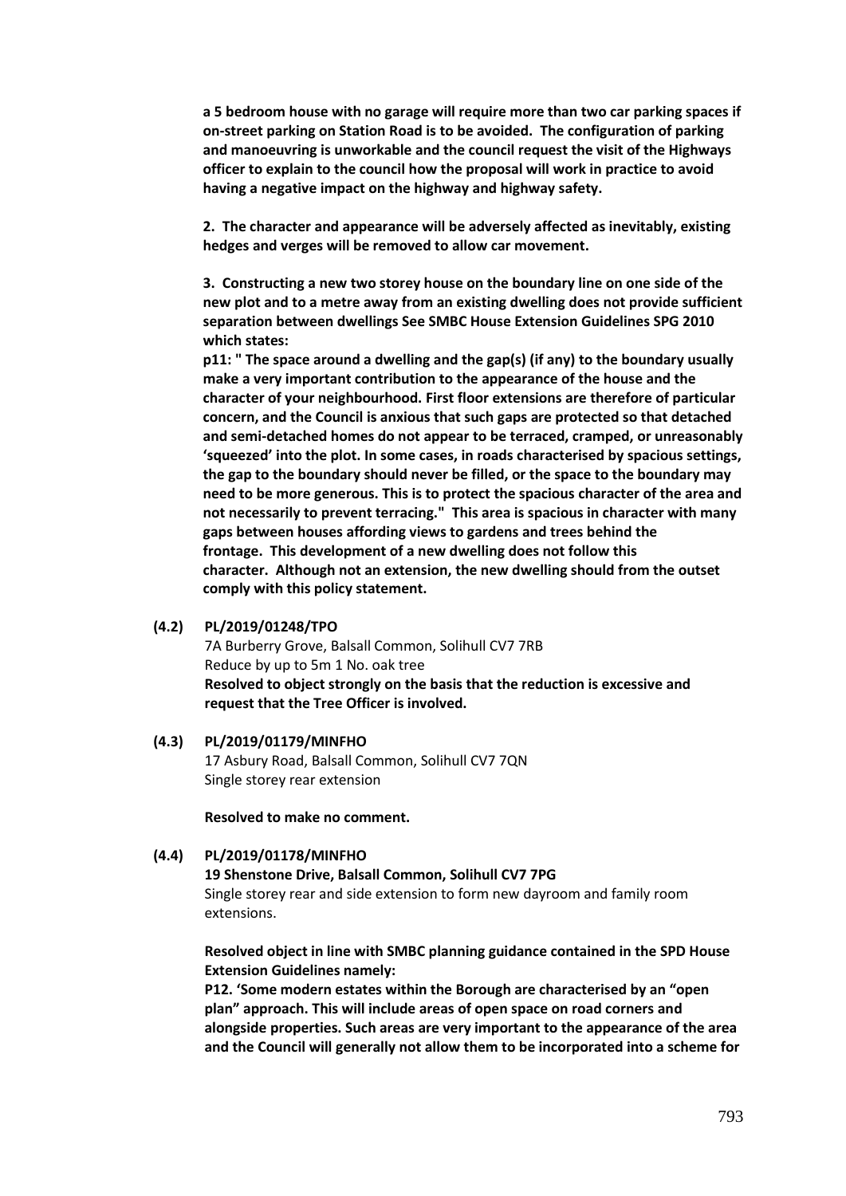**a 5 bedroom house with no garage will require more than two car parking spaces if on-street parking on Station Road is to be avoided. The configuration of parking and manoeuvring is unworkable and the council request the visit of the Highways officer to explain to the council how the proposal will work in practice to avoid having a negative impact on the highway and highway safety.**

**2. The character and appearance will be adversely affected as inevitably, existing hedges and verges will be removed to allow car movement.**

**3. Constructing a new two storey house on the boundary line on one side of the new plot and to a metre away from an existing dwelling does not provide sufficient separation between dwellings See SMBC House Extension Guidelines SPG 2010 which states:**
**p11: " The space around a dwelling and the gap(s) (if any) to the boundary usually make a very important contribution to the appearance of the house and the character of your neighbourhood. First floor extensions are therefore of particular concern, and the Council is anxious that such gaps are protected so that detached and semi-detached homes do not appear to be terraced, cramped, or unreasonably 'squeezed' into the plot. In some cases, in roads characterised by spacious settings, the gap to the boundary should never be filled, or the space to the boundary may need to be more generous. This is to protect the spacious character of the area and not necessarily to prevent terracing." This area is spacious in character with many gaps between houses affording views to gardens and trees behind the frontage. This development of a new dwelling does not follow this character. Although not an extension, the new dwelling should from the outset comply with this policy statement.**

**(4.2) PL/2019/01248/TPO**

7A Burberry Grove, Balsall Common, Solihull CV7 7RB
Reduce by up to 5m 1 No. oak tree
**Resolved to object strongly on the basis that the reduction is excessive and request that the Tree Officer is involved.**

**(4.3) PL/2019/01179/MINFHO**

17 Asbury Road, Balsall Common, Solihull CV7 7QN
Single storey rear extension

**Resolved to make no comment.**

**(4.4) PL/2019/01178/MINFHO**

**19 Shenstone Drive, Balsall Common, Solihull CV7 7PG**
Single storey rear and side extension to form new dayroom and family room extensions.

**Resolved object in line with SMBC planning guidance contained in the SPD House Extension Guidelines namely:**
**P12. 'Some modern estates within the Borough are characterised by an "open plan" approach. This will include areas of open space on road corners and alongside properties. Such areas are very important to the appearance of the area and the Council will generally not allow them to be incorporated into a scheme for**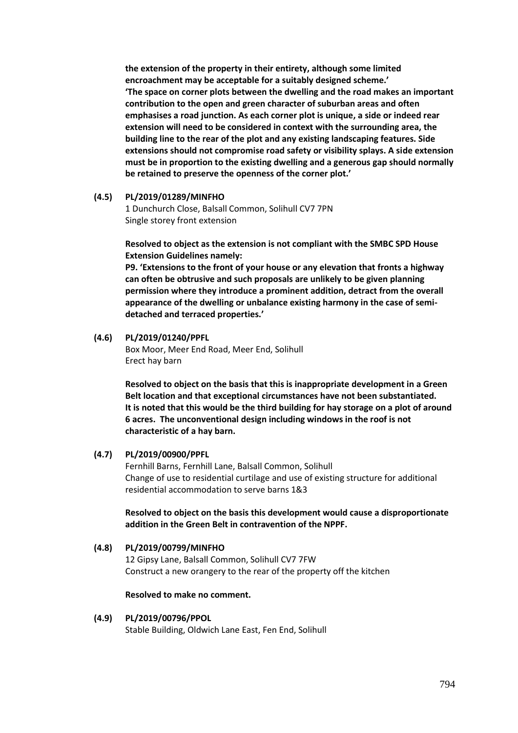**the extension of the property in their entirety, although some limited encroachment may be acceptable for a suitably designed scheme.'**
**'The space on corner plots between the dwelling and the road makes an important contribution to the open and green character of suburban areas and often emphasises a road junction. As each corner plot is unique, a side or indeed rear extension will need to be considered in context with the surrounding area, the building line to the rear of the plot and any existing landscaping features. Side extensions should not compromise road safety or visibility splays. A side extension must be in proportion to the existing dwelling and a generous gap should normally be retained to preserve the openness of the corner plot.'**

**(4.5) PL/2019/01289/MINFHO**

1 Dunchurch Close, Balsall Common, Solihull CV7 7PN
Single storey front extension

**Resolved to object as the extension is not compliant with the SMBC SPD House Extension Guidelines namely:**
**P9. 'Extensions to the front of your house or any elevation that fronts a highway can often be obtrusive and such proposals are unlikely to be given planning permission where they introduce a prominent addition, detract from the overall appearance of the dwelling or unbalance existing harmony in the case of semi-detached and terraced properties.'**

**(4.6) PL/2019/01240/PPFL**

Box Moor, Meer End Road, Meer End, Solihull
Erect hay barn

**Resolved to object on the basis that this is inappropriate development in a Green Belt location and that exceptional circumstances have not been substantiated. It is noted that this would be the third building for hay storage on a plot of around 6 acres. The unconventional design including windows in the roof is not characteristic of a hay barn.**

**(4.7) PL/2019/00900/PPFL**

Fernhill Barns, Fernhill Lane, Balsall Common, Solihull
Change of use to residential curtilage and use of existing structure for additional residential accommodation to serve barns 1&3

**Resolved to object on the basis this development would cause a disproportionate addition in the Green Belt in contravention of the NPPF.**

**(4.8) PL/2019/00799/MINFHO**

12 Gipsy Lane, Balsall Common, Solihull CV7 7FW
Construct a new orangery to the rear of the property off the kitchen

**Resolved to make no comment.**

**(4.9) PL/2019/00796/PPOL**

Stable Building, Oldwich Lane East, Fen End, Solihull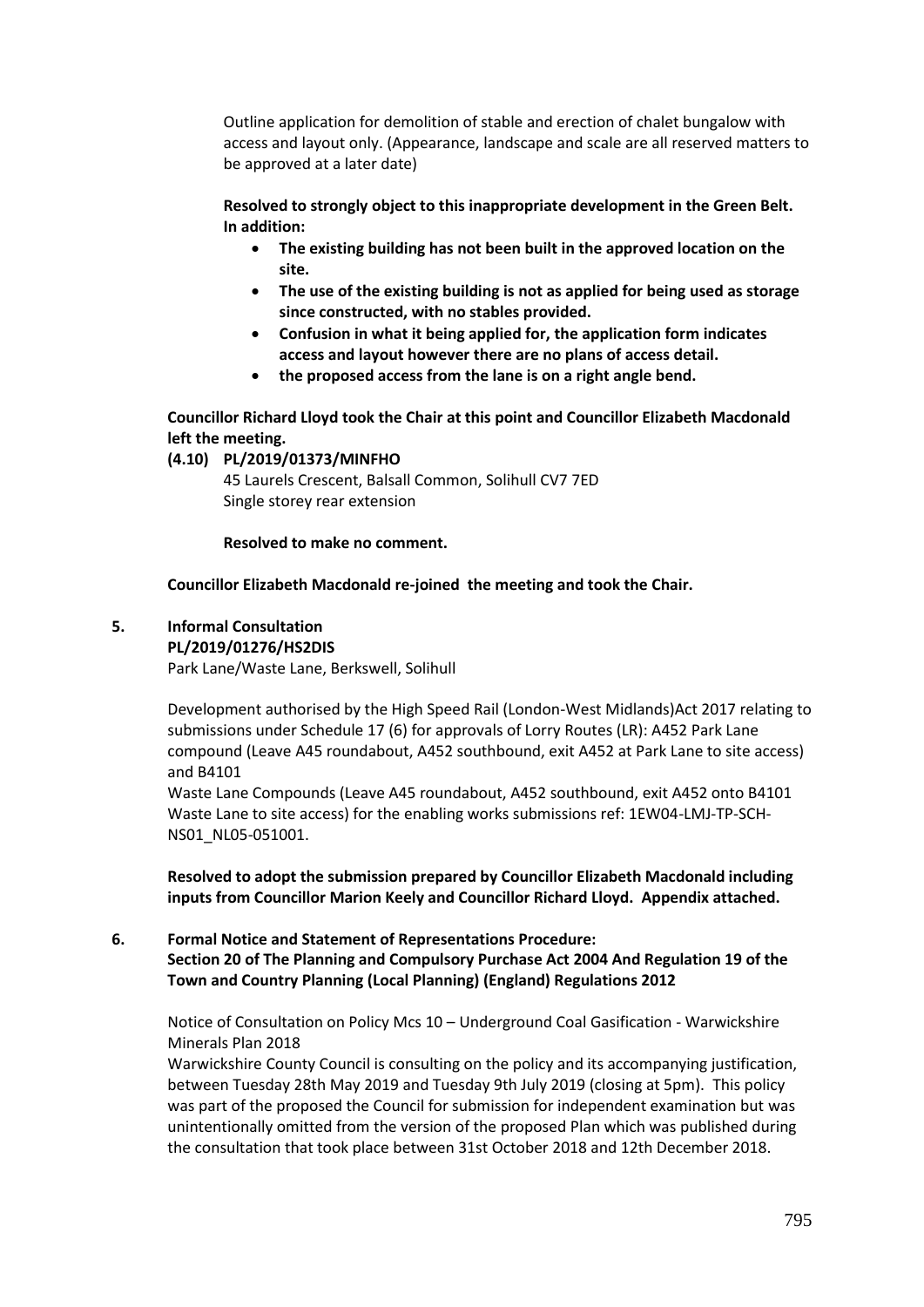Outline application for demolition of stable and erection of chalet bungalow with access and layout only. (Appearance, landscape and scale are all reserved matters to be approved at a later date)

**Resolved to strongly object to this inappropriate development in the Green Belt. In addition:**

- **The existing building has not been built in the approved location on the site.**
- **The use of the existing building is not as applied for being used as storage since constructed, with no stables provided.**
- **Confusion in what it being applied for, the application form indicates access and layout however there are no plans of access detail.**
- **the proposed access from the lane is on a right angle bend.**

**Councillor Richard Lloyd took the Chair at this point and Councillor Elizabeth Macdonald left the meeting.**

**(4.10) PL/2019/01373/MINFHO**

45 Laurels Crescent, Balsall Common, Solihull CV7 7ED
Single storey rear extension

**Resolved to make no comment.**

**Councillor Elizabeth Macdonald re-joined the meeting and took the Chair.**

**5. Informal Consultation**
**PL/2019/01276/HS2DIS**

Park Lane/Waste Lane, Berkswell, Solihull

Development authorised by the High Speed Rail (London-West Midlands)Act 2017 relating to submissions under Schedule 17 (6) for approvals of Lorry Routes (LR): A452 Park Lane compound (Leave A45 roundabout, A452 southbound, exit A452 at Park Lane to site access) and B4101

Waste Lane Compounds (Leave A45 roundabout, A452 southbound, exit A452 onto B4101 Waste Lane to site access) for the enabling works submissions ref: 1EW04-LMJ-TP-SCH-NS01_NL05-051001.

**Resolved to adopt the submission prepared by Councillor Elizabeth Macdonald including inputs from Councillor Marion Keely and Councillor Richard Lloyd. Appendix attached.**

**6. Formal Notice and Statement of Representations Procedure:**
**Section 20 of The Planning and Compulsory Purchase Act 2004 And Regulation 19 of the Town and Country Planning (Local Planning) (England) Regulations 2012**

Notice of Consultation on Policy Mcs 10 – Underground Coal Gasification - Warwickshire Minerals Plan 2018

Warwickshire County Council is consulting on the policy and its accompanying justification, between Tuesday 28th May 2019 and Tuesday 9th July 2019 (closing at 5pm). This policy was part of the proposed the Council for submission for independent examination but was unintentionally omitted from the version of the proposed Plan which was published during the consultation that took place between 31st October 2018 and 12th December 2018.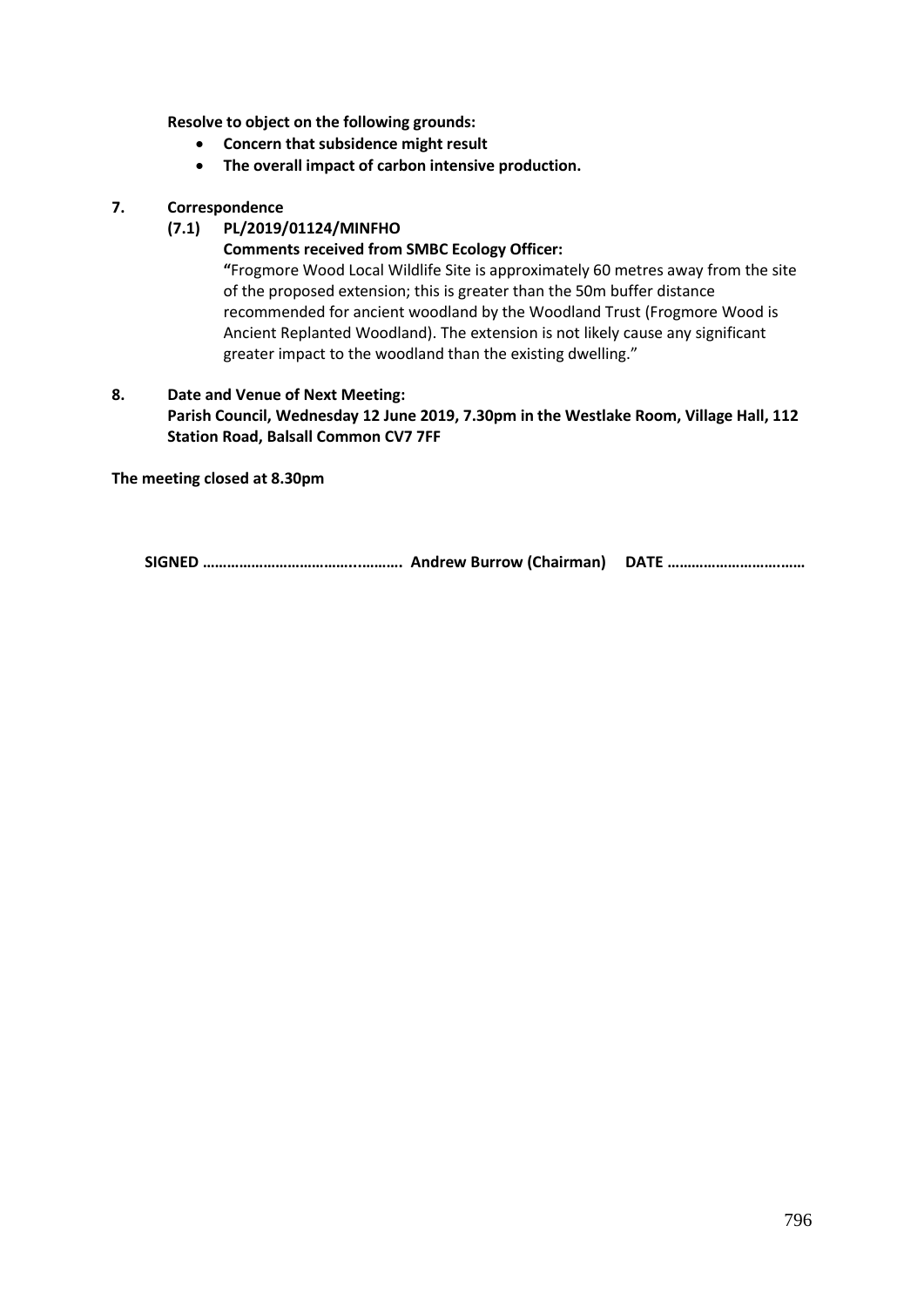**Resolve to object on the following grounds:**

- **Concern that subsidence might result**
- **The overall impact of carbon intensive production.**

**7. Correspondence**

**(7.1) PL/2019/01124/MINFHO**

**Comments received from SMBC Ecology Officer:**

**"**Frogmore Wood Local Wildlife Site is approximately 60 metres away from the site of the proposed extension; this is greater than the 50m buffer distance recommended for ancient woodland by the Woodland Trust (Frogmore Wood is Ancient Replanted Woodland). The extension is not likely cause any significant greater impact to the woodland than the existing dwelling."

**8. Date and Venue of Next Meeting:**
**Parish Council, Wednesday 12 June 2019, 7.30pm in the Westlake Room, Village Hall, 112 Station Road, Balsall Common CV7 7FF**

**The meeting closed at 8.30pm**

**SIGNED ……………………………..………. Andrew Burrow (Chairman) DATE ………………………….…**